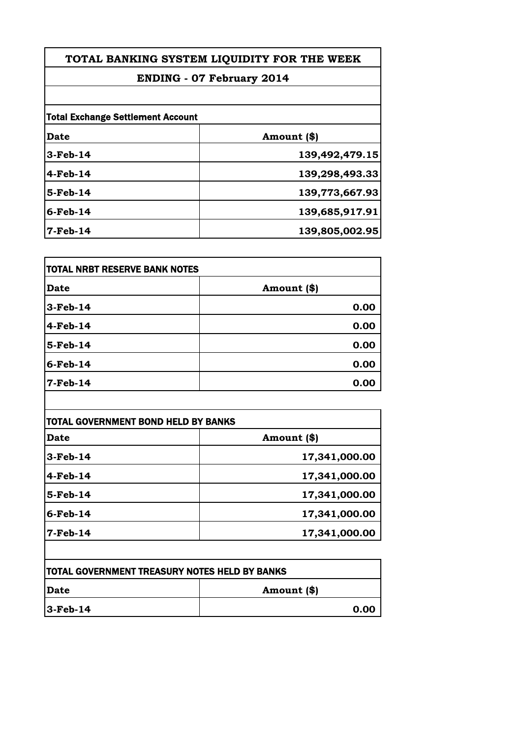# TOTAL BANKING SYSTEM LIQUIDITY FOR THE WEEK

## ENDING - 07 February 2014

**Total Exchange Settlement Account**

| Date | Amount ($) |
|---|---|
| 3-Feb-14 | 139,492,479.15 |
| 4-Feb-14 | 139,298,493.33 |
| 5-Feb-14 | 139,773,667.93 |
| 6-Feb-14 | 139,685,917.91 |
| 7-Feb-14 | 139,805,002.95 |

**TOTAL NRBT RESERVE BANK NOTES**

| Date | Amount ($) |
|---|---|
| 3-Feb-14 | 0.00 |
| 4-Feb-14 | 0.00 |
| 5-Feb-14 | 0.00 |
| 6-Feb-14 | 0.00 |
| 7-Feb-14 | 0.00 |

**TOTAL GOVERNMENT BOND HELD BY BANKS**

| Date | Amount ($) |
|---|---|
| 3-Feb-14 | 17,341,000.00 |
| 4-Feb-14 | 17,341,000.00 |
| 5-Feb-14 | 17,341,000.00 |
| 6-Feb-14 | 17,341,000.00 |
| 7-Feb-14 | 17,341,000.00 |

**TOTAL GOVERNMENT TREASURY NOTES HELD BY BANKS**

| Date | Amount ($) |
|---|---|
| 3-Feb-14 | 0.00 |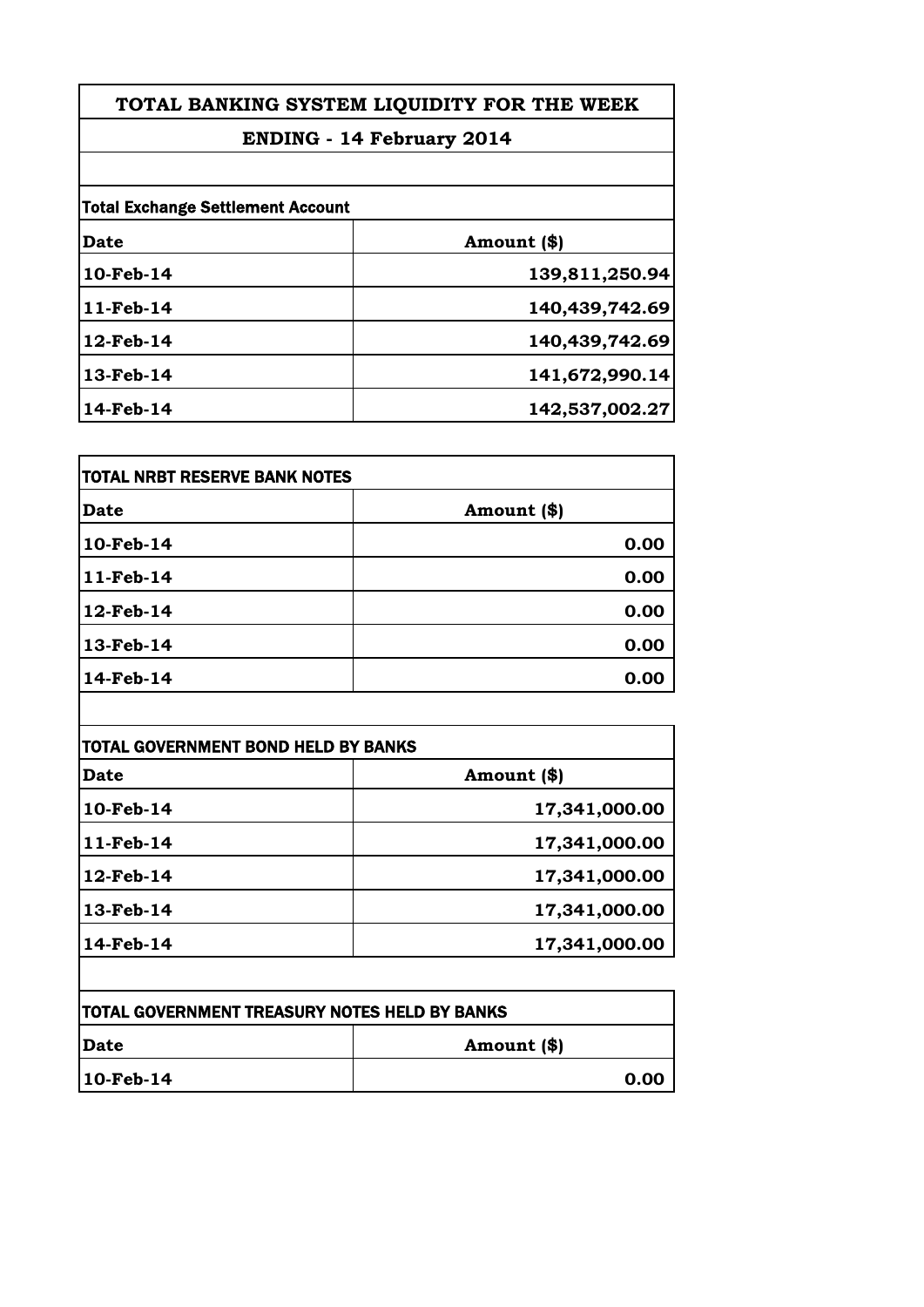# TOTAL BANKING SYSTEM LIQUIDITY FOR THE WEEK

## ENDING - 14 February 2014

**Total Exchange Settlement Account**

| Date | Amount ($) |
|---|---|
| 10-Feb-14 | 139,811,250.94 |
| 11-Feb-14 | 140,439,742.69 |
| 12-Feb-14 | 140,439,742.69 |
| 13-Feb-14 | 141,672,990.14 |
| 14-Feb-14 | 142,537,002.27 |

**TOTAL NRBT RESERVE BANK NOTES**

| Date | Amount ($) |
|---|---|
| 10-Feb-14 | 0.00 |
| 11-Feb-14 | 0.00 |
| 12-Feb-14 | 0.00 |
| 13-Feb-14 | 0.00 |
| 14-Feb-14 | 0.00 |

**TOTAL GOVERNMENT BOND HELD BY BANKS**

| Date | Amount ($) |
|---|---|
| 10-Feb-14 | 17,341,000.00 |
| 11-Feb-14 | 17,341,000.00 |
| 12-Feb-14 | 17,341,000.00 |
| 13-Feb-14 | 17,341,000.00 |
| 14-Feb-14 | 17,341,000.00 |

**TOTAL GOVERNMENT TREASURY NOTES HELD BY BANKS**

| Date | Amount ($) |
|---|---|
| 10-Feb-14 | 0.00 |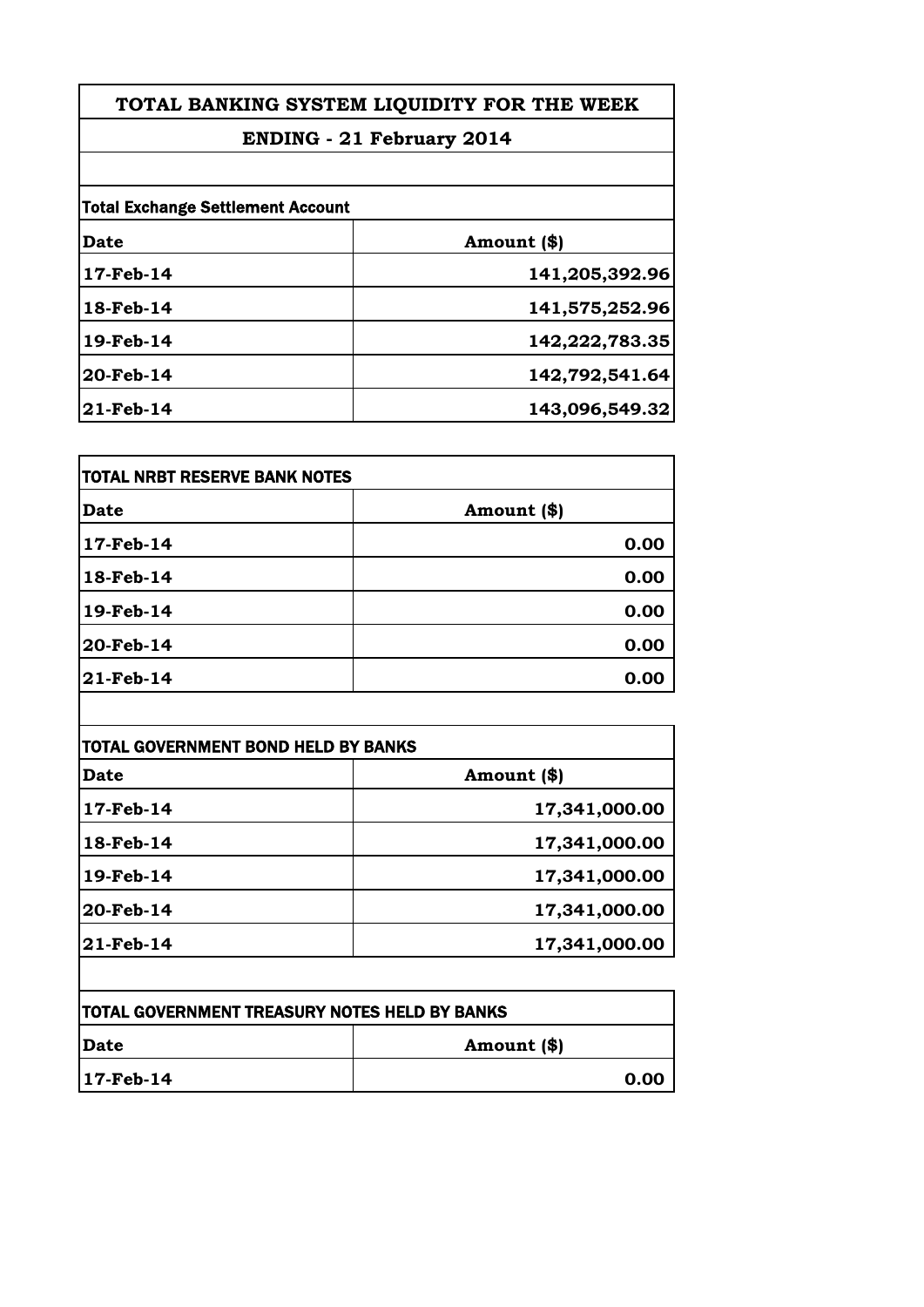# TOTAL BANKING SYSTEM LIQUIDITY FOR THE WEEK

## ENDING - 21 February 2014

**Total Exchange Settlement Account**

| Date | Amount ($) |
|---|---|
| 17-Feb-14 | 141,205,392.96 |
| 18-Feb-14 | 141,575,252.96 |
| 19-Feb-14 | 142,222,783.35 |
| 20-Feb-14 | 142,792,541.64 |
| 21-Feb-14 | 143,096,549.32 |

**TOTAL NRBT RESERVE BANK NOTES**

| Date | Amount ($) |
|---|---|
| 17-Feb-14 | 0.00 |
| 18-Feb-14 | 0.00 |
| 19-Feb-14 | 0.00 |
| 20-Feb-14 | 0.00 |
| 21-Feb-14 | 0.00 |

**TOTAL GOVERNMENT BOND HELD BY BANKS**

| Date | Amount ($) |
|---|---|
| 17-Feb-14 | 17,341,000.00 |
| 18-Feb-14 | 17,341,000.00 |
| 19-Feb-14 | 17,341,000.00 |
| 20-Feb-14 | 17,341,000.00 |
| 21-Feb-14 | 17,341,000.00 |

**TOTAL GOVERNMENT TREASURY NOTES HELD BY BANKS**

| Date | Amount ($) |
|---|---|
| 17-Feb-14 | 0.00 |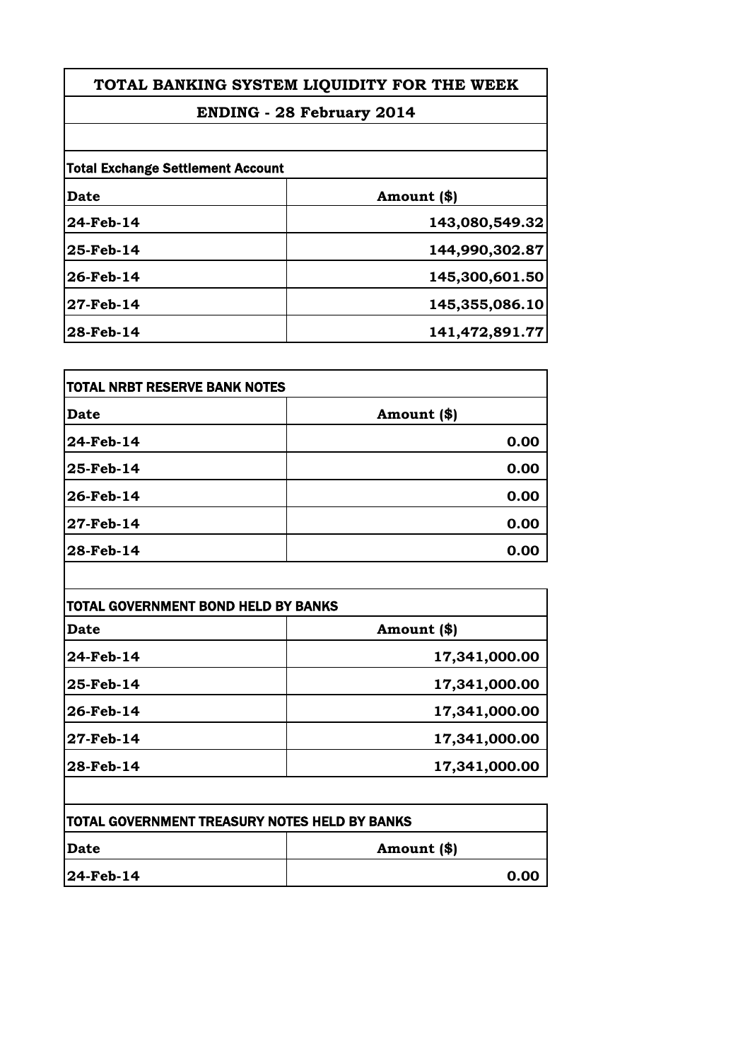| TOTAL BANKING SYSTEM LIQUIDITY FOR THE WEEK | |
|---|---|
| ENDING - 28 February 2014 | |
| | |
| Total Exchange Settlement Account | |
| Date | Amount ($) |
| 24-Feb-14 | 143,080,549.32 |
| 25-Feb-14 | 144,990,302.87 |
| 26-Feb-14 | 145,300,601.50 |
| 27-Feb-14 | 145,355,086.10 |
| 28-Feb-14 | 141,472,891.77 |

| TOTAL NRBT RESERVE BANK NOTES | |
|---|---|
| Date | Amount ($) |
| 24-Feb-14 | 0.00 |
| 25-Feb-14 | 0.00 |
| 26-Feb-14 | 0.00 |
| 27-Feb-14 | 0.00 |
| 28-Feb-14 | 0.00 |

| TOTAL GOVERNMENT BOND HELD BY BANKS | |
|---|---|
| Date | Amount ($) |
| 24-Feb-14 | 17,341,000.00 |
| 25-Feb-14 | 17,341,000.00 |
| 26-Feb-14 | 17,341,000.00 |
| 27-Feb-14 | 17,341,000.00 |
| 28-Feb-14 | 17,341,000.00 |

| TOTAL GOVERNMENT TREASURY NOTES HELD BY BANKS | |
|---|---|
| Date | Amount ($) |
| 24-Feb-14 | 0.00 |